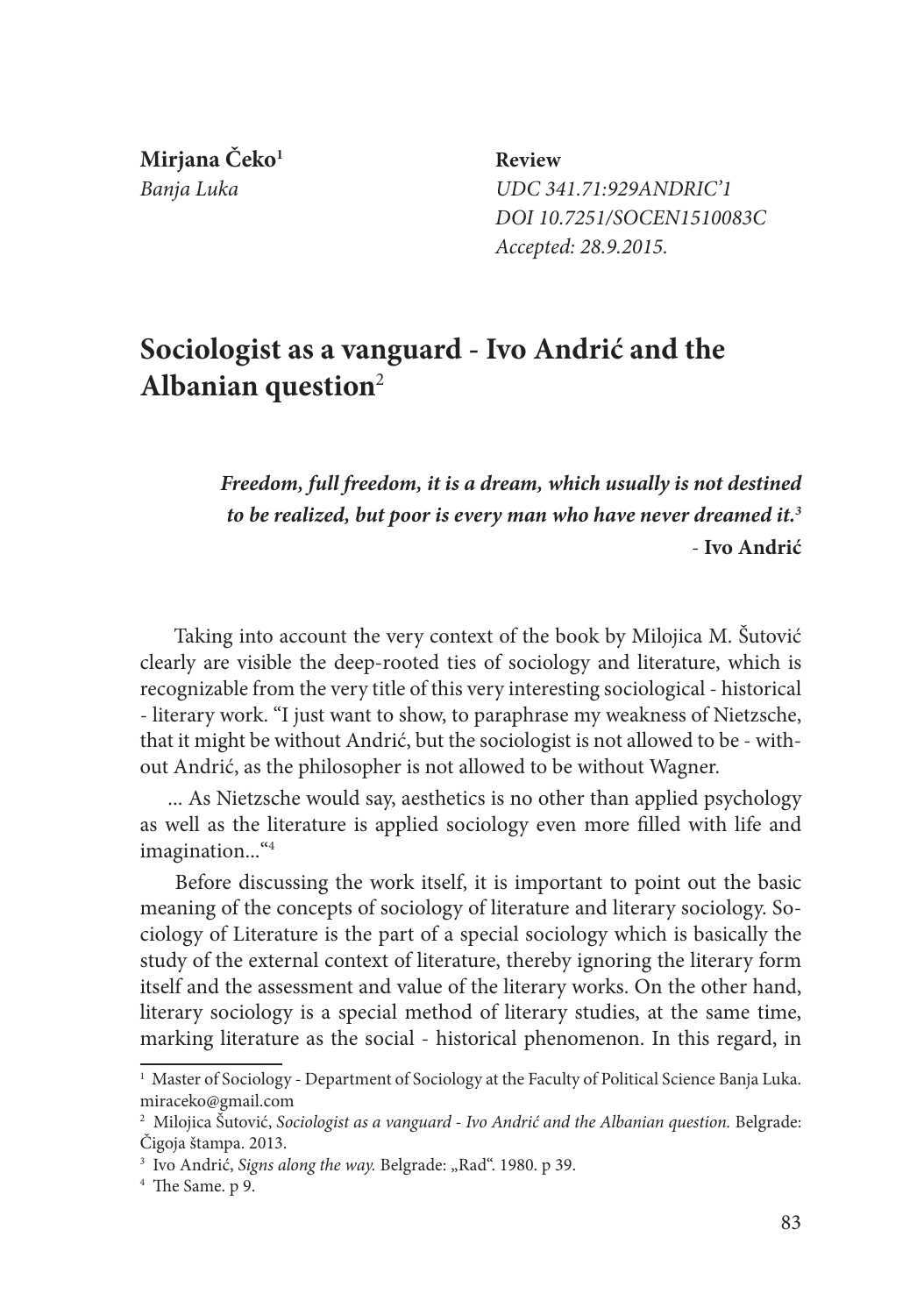**Mirjana Čeko**[1]
*Banja Luka*

**Review**
*UDC 341.71:929ANDRIC'1*
*DOI 10.7251/SOCEN1510083C*
*Accepted: 28.9.2015.*

# Sociologist as a vanguard - Ivo Andrić and the Albanian question[2]

> ***Freedom, full freedom, it is a dream, which usually is not destined to be realized, but poor is every man who have never dreamed it.***[3]
> \- **Ivo Andrić**

Taking into account the very context of the book by Milojica M. Šutović clearly are visible the deep-rooted ties of sociology and literature, which is recognizable from the very title of this very interesting sociological - historical - literary work. "I just want to show, to paraphrase my weakness of Nietzsche, that it might be without Andrić, but the sociologist is not allowed to be - without Andrić, as the philosopher is not allowed to be without Wagner.

... As Nietzsche would say, aesthetics is no other than applied psychology as well as the literature is applied sociology even more filled with life and imagination..."[4]

Before discussing the work itself, it is important to point out the basic meaning of the concepts of sociology of literature and literary sociology. Sociology of Literature is the part of a special sociology which is basically the study of the external context of literature, thereby ignoring the literary form itself and the assessment and value of the literary works. On the other hand, literary sociology is a special method of literary studies, at the same time, marking literature as the social - historical phenomenon. In this regard, in

---

[1] Master of Sociology - Department of Sociology at the Faculty of Political Science Banja Luka. miraceko@gmail.com

[2] Milojica Šutović, *Sociologist as a vanguard - Ivo Andrić and the Albanian question.* Belgrade: Čigoja štampa. 2013.

[3] Ivo Andrić, *Signs along the way.* Belgrade: „Rad". 1980. p 39.

[4] The Same. p 9.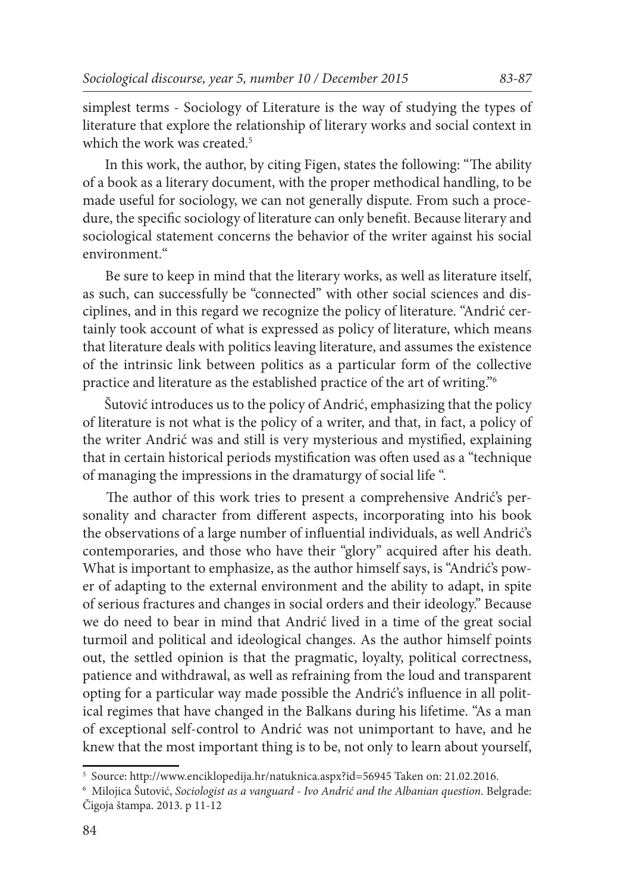simplest terms - Sociology of Literature is the way of studying the types of literature that explore the relationship of literary works and social context in which the work was created.[5]

In this work, the author, by citing Figen, states the following: "The ability of a book as a literary document, with the proper methodical handling, to be made useful for sociology, we can not generally dispute. From such a procedure, the specific sociology of literature can only benefit. Because literary and sociological statement concerns the behavior of the writer against his social environment."

Be sure to keep in mind that the literary works, as well as literature itself, as such, can successfully be "connected" with other social sciences and disciplines, and in this regard we recognize the policy of literature. "Andrić certainly took account of what is expressed as policy of literature, which means that literature deals with politics leaving literature, and assumes the existence of the intrinsic link between politics as a particular form of the collective practice and literature as the established practice of the art of writing."[6]

Šutović introduces us to the policy of Andrić, emphasizing that the policy of literature is not what is the policy of a writer, and that, in fact, a policy of the writer Andrić was and still is very mysterious and mystified, explaining that in certain historical periods mystification was often used as a "technique of managing the impressions in the dramaturgy of social life ".

The author of this work tries to present a comprehensive Andrić's personality and character from different aspects, incorporating into his book the observations of a large number of influential individuals, as well Andrić's contemporaries, and those who have their "glory" acquired after his death. What is important to emphasize, as the author himself says, is "Andrić's power of adapting to the external environment and the ability to adapt, in spite of serious fractures and changes in social orders and their ideology." Because we do need to bear in mind that Andrić lived in a time of the great social turmoil and political and ideological changes. As the author himself points out, the settled opinion is that the pragmatic, loyalty, political correctness, patience and withdrawal, as well as refraining from the loud and transparent opting for a particular way made possible the Andrić's influence in all political regimes that have changed in the Balkans during his lifetime. "As a man of exceptional self-control to Andrić was not unimportant to have, and he knew that the most important thing is to be, not only to learn about yourself,

---

[5] Source: http://www.enciklopedija.hr/natuknica.aspx?id=56945 Taken on: 21.02.2016.

[6] Milojica Šutović, *Sociologist as a vanguard - Ivo Andrić and the Albanian question*. Belgrade: Čigoja štampa. 2013. p 11-12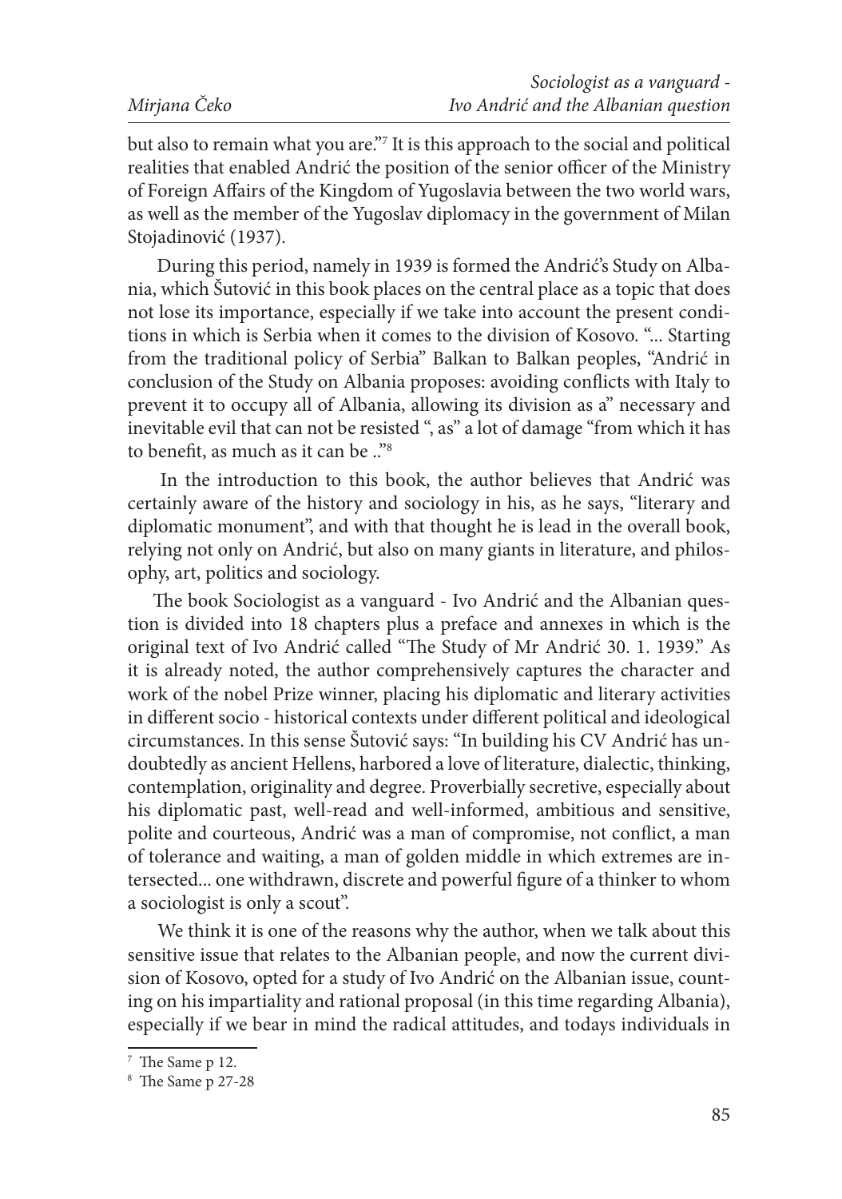but also to remain what you are."[7] It is this approach to the social and political realities that enabled Andrić the position of the senior officer of the Ministry of Foreign Affairs of the Kingdom of Yugoslavia between the two world wars, as well as the member of the Yugoslav diplomacy in the government of Milan Stojadinović (1937).

During this period, namely in 1939 is formed the Andrić's Study on Albania, which Šutović in this book places on the central place as a topic that does not lose its importance, especially if we take into account the present conditions in which is Serbia when it comes to the division of Kosovo. "... Starting from the traditional policy of Serbia" Balkan to Balkan peoples, "Andrić in conclusion of the Study on Albania proposes: avoiding conflicts with Italy to prevent it to occupy all of Albania, allowing its division as a" necessary and inevitable evil that can not be resisted ", as" a lot of damage "from which it has to benefit, as much as it can be .."[8]

In the introduction to this book, the author believes that Andrić was certainly aware of the history and sociology in his, as he says, "literary and diplomatic monument", and with that thought he is lead in the overall book, relying not only on Andrić, but also on many giants in literature, and philosophy, art, politics and sociology.

The book Sociologist as a vanguard - Ivo Andrić and the Albanian question is divided into 18 chapters plus a preface and annexes in which is the original text of Ivo Andrić called "The Study of Mr Andrić 30. 1. 1939." As it is already noted, the author comprehensively captures the character and work of the nobel Prize winner, placing his diplomatic and literary activities in different socio - historical contexts under different political and ideological circumstances. In this sense Šutović says: "In building his CV Andrić has undoubtedly as ancient Hellens, harbored a love of literature, dialectic, thinking, contemplation, originality and degree. Proverbially secretive, especially about his diplomatic past, well-read and well-informed, ambitious and sensitive, polite and courteous, Andrić was a man of compromise, not conflict, a man of tolerance and waiting, a man of golden middle in which extremes are intersected... one withdrawn, discrete and powerful figure of a thinker to whom a sociologist is only a scout".

We think it is one of the reasons why the author, when we talk about this sensitive issue that relates to the Albanian people, and now the current division of Kosovo, opted for a study of Ivo Andrić on the Albanian issue, counting on his impartiality and rational proposal (in this time regarding Albania), especially if we bear in mind the radical attitudes, and todays individuals in

---

[7] The Same p 12.

[8] The Same p 27-28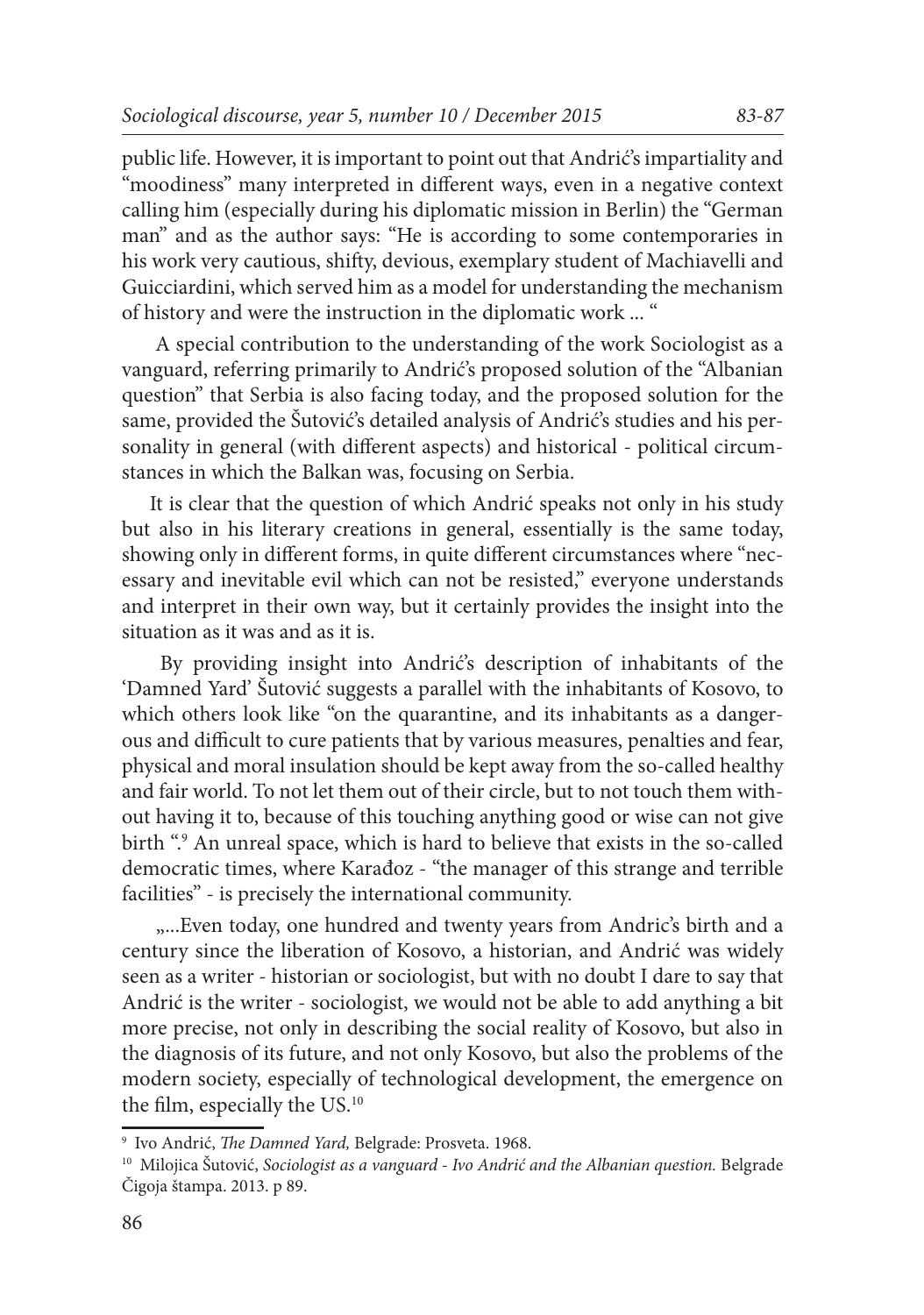public life. However, it is important to point out that Andrić's impartiality and "moodiness" many interpreted in different ways, even in a negative context calling him (especially during his diplomatic mission in Berlin) the "German man" and as the author says: "He is according to some contemporaries in his work very cautious, shifty, devious, exemplary student of Machiavelli and Guicciardini, which served him as a model for understanding the mechanism of history and were the instruction in the diplomatic work ... "

A special contribution to the understanding of the work Sociologist as a vanguard, referring primarily to Andrić's proposed solution of the "Albanian question" that Serbia is also facing today, and the proposed solution for the same, provided the Šutović's detailed analysis of Andrić's studies and his personality in general (with different aspects) and historical - political circumstances in which the Balkan was, focusing on Serbia.

It is clear that the question of which Andrić speaks not only in his study but also in his literary creations in general, essentially is the same today, showing only in different forms, in quite different circumstances where "necessary and inevitable evil which can not be resisted," everyone understands and interpret in their own way, but it certainly provides the insight into the situation as it was and as it is.

By providing insight into Andrić's description of inhabitants of the 'Damned Yard' Šutović suggests a parallel with the inhabitants of Kosovo, to which others look like "on the quarantine, and its inhabitants as a dangerous and difficult to cure patients that by various measures, penalties and fear, physical and moral insulation should be kept away from the so-called healthy and fair world. To not let them out of their circle, but to not touch them without having it to, because of this touching anything good or wise can not give birth ".[9] An unreal space, which is hard to believe that exists in the so-called democratic times, where Karađoz - "the manager of this strange and terrible facilities" - is precisely the international community.

„...Even today, one hundred and twenty years from Andric's birth and a century since the liberation of Kosovo, a historian, and Andrić was widely seen as a writer - historian or sociologist, but with no doubt I dare to say that Andrić is the writer - sociologist, we would not be able to add anything a bit more precise, not only in describing the social reality of Kosovo, but also in the diagnosis of its future, and not only Kosovo, but also the problems of the modern society, especially of technological development, the emergence on the film, especially the US.[10]

---

[9] Ivo Andrić, *The Damned Yard,* Belgrade: Prosveta. 1968.

[10] Milojica Šutović, *Sociologist as a vanguard - Ivo Andrić and the Albanian question.* Belgrade Čigoja štampa. 2013. p 89.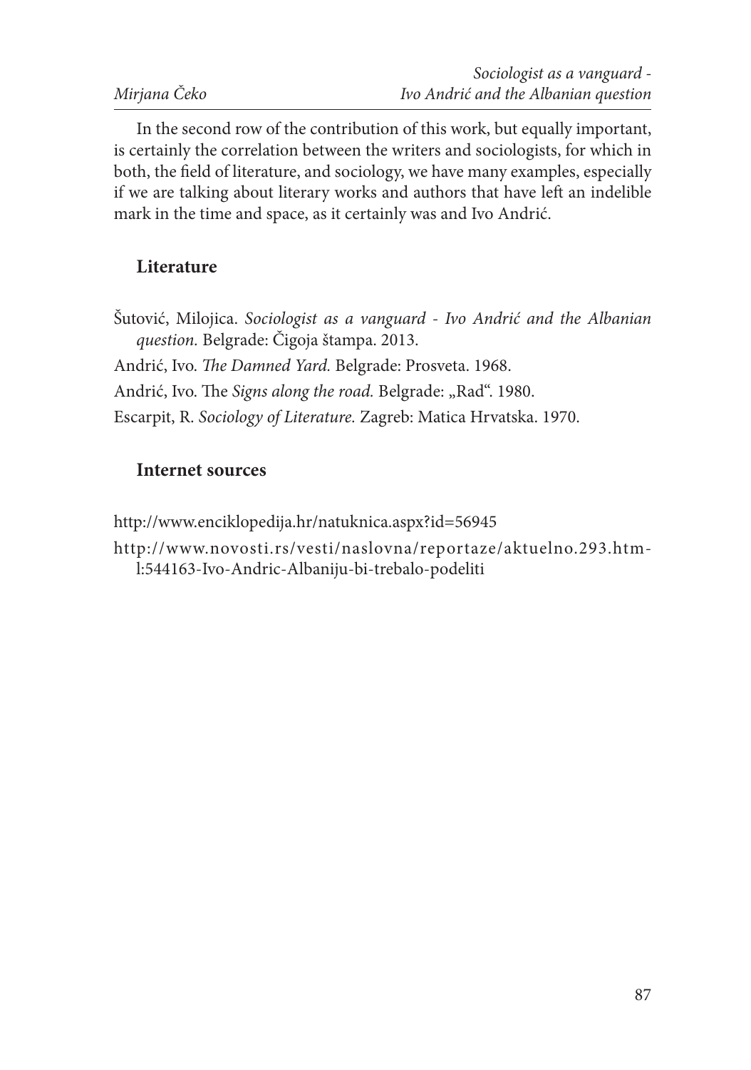In the second row of the contribution of this work, but equally important, is certainly the correlation between the writers and sociologists, for which in both, the field of literature, and sociology, we have many examples, especially if we are talking about literary works and authors that have left an indelible mark in the time and space, as it certainly was and Ivo Andrić.

## Literature

Šutović, Milojica. *Sociologist as a vanguard - Ivo Andrić and the Albanian question.* Belgrade: Čigoja štampa. 2013.

Andrić, Ivo. *The Damned Yard.* Belgrade: Prosveta. 1968.

Andrić, Ivo. The *Signs along the road.* Belgrade: „Rad". 1980.

Escarpit, R. *Sociology of Literature.* Zagreb: Matica Hrvatska. 1970.

## Internet sources

http://www.enciklopedija.hr/natuknica.aspx?id=56945

http://www.novosti.rs/vesti/naslovna/reportaze/aktuelno.293.html:544163-Ivo-Andric-Albaniju-bi-trebalo-podeliti